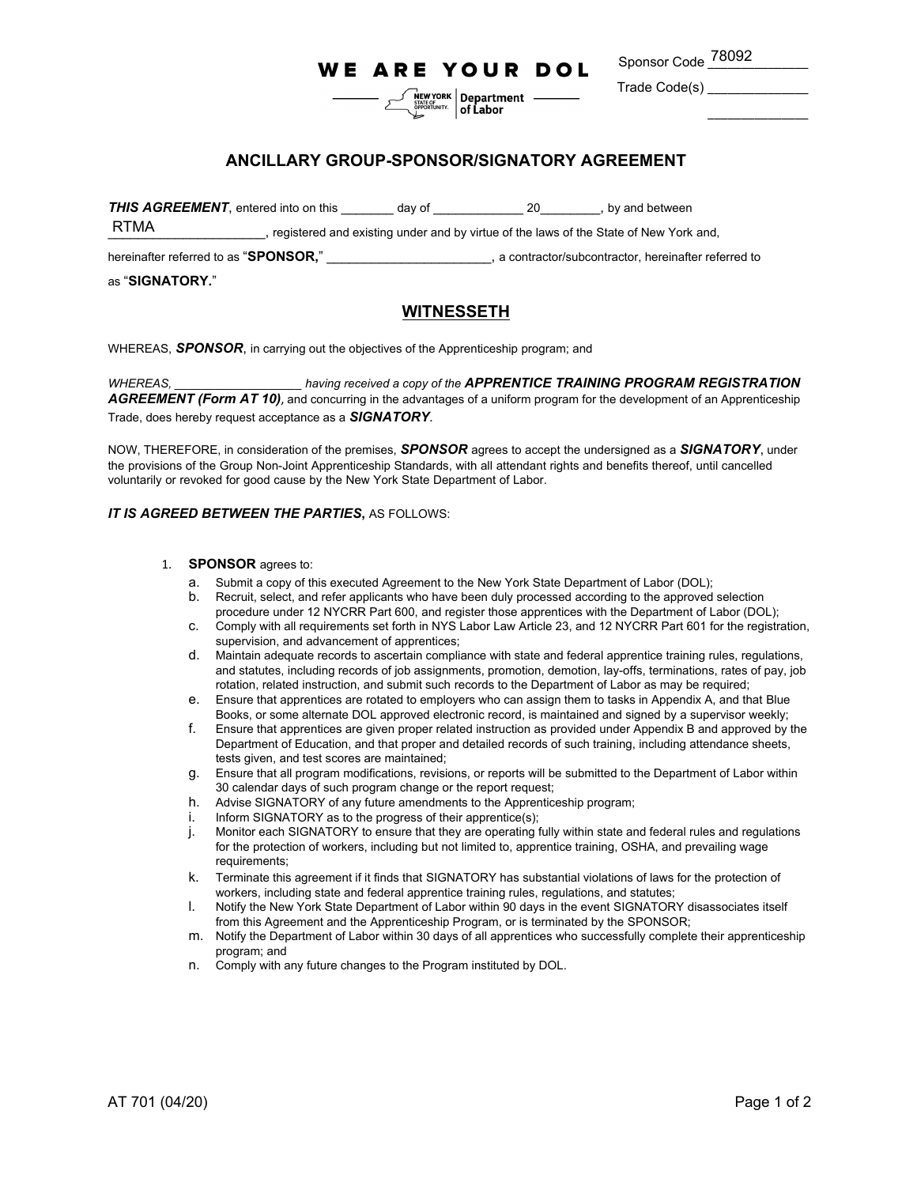**WE ARE YOUR DOL**

NEW YORK STATE OF OPPORTUNITY | Department of Labor

Sponsor Code 78092

Trade Code(s) _____________

_____________

## ANCILLARY GROUP-SPONSOR/SIGNATORY AGREEMENT

***THIS AGREEMENT***, entered into on this _______ day of _____________ 20________, by and between RTMA_____________________, registered and existing under and by virtue of the laws of the State of New York and, hereinafter referred to as "**SPONSOR,**" _______________________, a contractor/subcontractor, hereinafter referred to as "**SIGNATORY.**"

## WITNESSETH

WHEREAS, ***SPONSOR***, in carrying out the objectives of the Apprenticeship program; and

*WHEREAS, __________________ having received a copy of the* ***APPRENTICE TRAINING PROGRAM REGISTRATION AGREEMENT (Form AT 10),*** and concurring in the advantages of a uniform program for the development of an Apprenticeship Trade, does hereby request acceptance as a ***SIGNATORY***.

NOW, THEREFORE, in consideration of the premises, ***SPONSOR*** agrees to accept the undersigned as a ***SIGNATORY***, under the provisions of the Group Non-Joint Apprenticeship Standards, with all attendant rights and benefits thereof, until cancelled voluntarily or revoked for good cause by the New York State Department of Labor.

***IT IS AGREED BETWEEN THE PARTIES,*** AS FOLLOWS:

1. **SPONSOR** agrees to:
   a. Submit a copy of this executed Agreement to the New York State Department of Labor (DOL);
   b. Recruit, select, and refer applicants who have been duly processed according to the approved selection procedure under 12 NYCRR Part 600, and register those apprentices with the Department of Labor (DOL);
   c. Comply with all requirements set forth in NYS Labor Law Article 23, and 12 NYCRR Part 601 for the registration, supervision, and advancement of apprentices;
   d. Maintain adequate records to ascertain compliance with state and federal apprentice training rules, regulations, and statutes, including records of job assignments, promotion, demotion, lay-offs, terminations, rates of pay, job rotation, related instruction, and submit such records to the Department of Labor as may be required;
   e. Ensure that apprentices are rotated to employers who can assign them to tasks in Appendix A, and that Blue Books, or some alternate DOL approved electronic record, is maintained and signed by a supervisor weekly;
   f. Ensure that apprentices are given proper related instruction as provided under Appendix B and approved by the Department of Education, and that proper and detailed records of such training, including attendance sheets, tests given, and test scores are maintained;
   g. Ensure that all program modifications, revisions, or reports will be submitted to the Department of Labor within 30 calendar days of such program change or the report request;
   h. Advise SIGNATORY of any future amendments to the Apprenticeship program;
   i. Inform SIGNATORY as to the progress of their apprentice(s);
   j. Monitor each SIGNATORY to ensure that they are operating fully within state and federal rules and regulations for the protection of workers, including but not limited to, apprentice training, OSHA, and prevailing wage requirements;
   k. Terminate this agreement if it finds that SIGNATORY has substantial violations of laws for the protection of workers, including state and federal apprentice training rules, regulations, and statutes;
   l. Notify the New York State Department of Labor within 90 days in the event SIGNATORY disassociates itself from this Agreement and the Apprenticeship Program, or is terminated by the SPONSOR;
   m. Notify the Department of Labor within 30 days of all apprentices who successfully complete their apprenticeship program; and
   n. Comply with any future changes to the Program instituted by DOL.

AT 701 (04/20)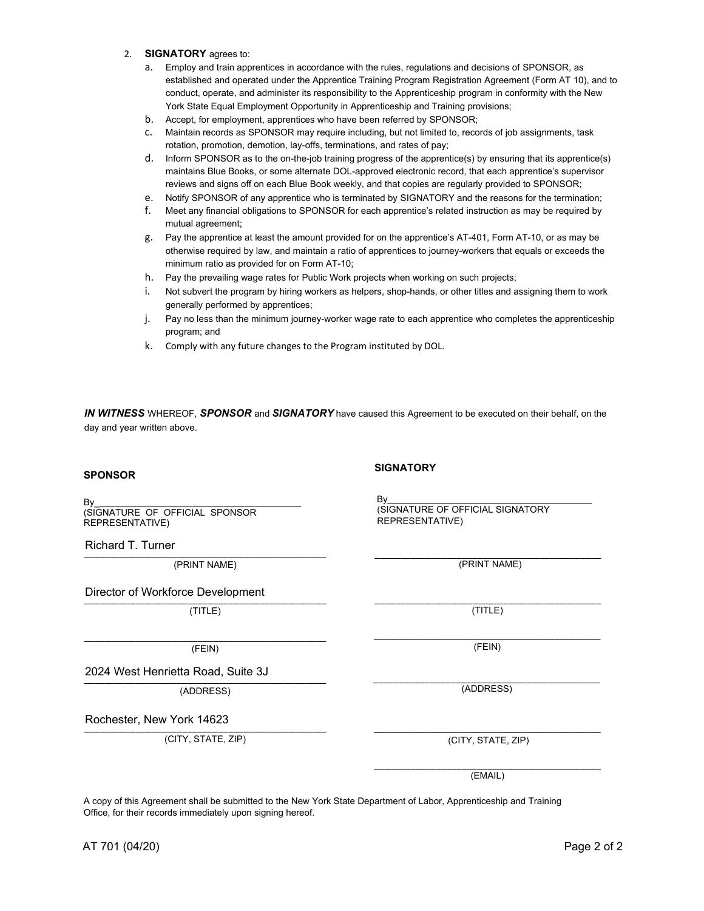2. **SIGNATORY** agrees to:
   a. Employ and train apprentices in accordance with the rules, regulations and decisions of SPONSOR, as established and operated under the Apprentice Training Program Registration Agreement (Form AT 10), and to conduct, operate, and administer its responsibility to the Apprenticeship program in conformity with the New York State Equal Employment Opportunity in Apprenticeship and Training provisions;
   b. Accept, for employment, apprentices who have been referred by SPONSOR;
   c. Maintain records as SPONSOR may require including, but not limited to, records of job assignments, task rotation, promotion, demotion, lay-offs, terminations, and rates of pay;
   d. Inform SPONSOR as to the on-the-job training progress of the apprentice(s) by ensuring that its apprentice(s) maintains Blue Books, or some alternate DOL-approved electronic record, that each apprentice's supervisor reviews and signs off on each Blue Book weekly, and that copies are regularly provided to SPONSOR;
   e. Notify SPONSOR of any apprentice who is terminated by SIGNATORY and the reasons for the termination;
   f. Meet any financial obligations to SPONSOR for each apprentice's related instruction as may be required by mutual agreement;
   g. Pay the apprentice at least the amount provided for on the apprentice's AT-401, Form AT-10, or as may be otherwise required by law, and maintain a ratio of apprentices to journey-workers that equals or exceeds the minimum ratio as provided for on Form AT-10;
   h. Pay the prevailing wage rates for Public Work projects when working on such projects;
   i. Not subvert the program by hiring workers as helpers, shop-hands, or other titles and assigning them to work generally performed by apprentices;
   j. Pay no less than the minimum journey-worker wage rate to each apprentice who completes the apprenticeship program; and
   k. Comply with any future changes to the Program instituted by DOL.

***IN WITNESS*** WHEREOF, ***SPONSOR*** and ***SIGNATORY*** have caused this Agreement to be executed on their behalf, on the day and year written above.

**SPONSOR**

By________________________________________
(SIGNATURE OF OFFICIAL SPONSOR REPRESENTATIVE)

Richard T. Turner
(PRINT NAME)

Director of Workforce Development
(TITLE)

________________________________________
(FEIN)

2024 West Henrietta Road, Suite 3J
(ADDRESS)

Rochester, New York 14623
(CITY, STATE, ZIP)

**SIGNATORY**

By________________________________________
(SIGNATURE OF OFFICIAL SIGNATORY REPRESENTATIVE)

________________________________________
(PRINT NAME)

________________________________________
(TITLE)

________________________________________
(FEIN)

________________________________________
(ADDRESS)

________________________________________
(CITY, STATE, ZIP)

________________________________________
(EMAIL)

A copy of this Agreement shall be submitted to the New York State Department of Labor, Apprenticeship and Training Office, for their records immediately upon signing hereof.

AT 701 (04/20)